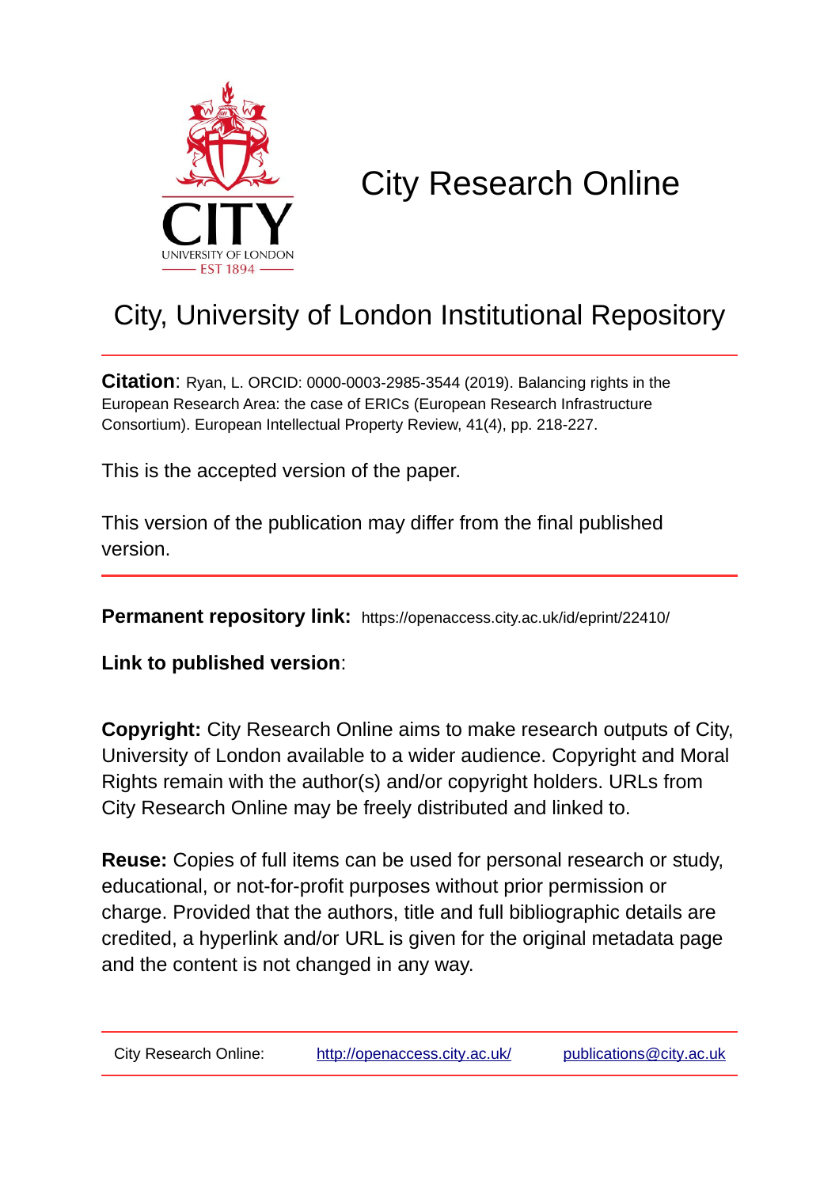# City Research Online

## City, University of London Institutional Repository

**Citation**: Ryan, L. ORCID: 0000-0003-2985-3544 (2019). Balancing rights in the European Research Area: the case of ERICs (European Research Infrastructure Consortium). European Intellectual Property Review, 41(4), pp. 218-227.

This is the accepted version of the paper.

This version of the publication may differ from the final published version.

**Permanent repository link:** https://openaccess.city.ac.uk/id/eprint/22410/

**Link to published version**:

**Copyright:** City Research Online aims to make research outputs of City, University of London available to a wider audience. Copyright and Moral Rights remain with the author(s) and/or copyright holders. URLs from City Research Online may be freely distributed and linked to.

**Reuse:** Copies of full items can be used for personal research or study, educational, or not-for-profit purposes without prior permission or charge. Provided that the authors, title and full bibliographic details are credited, a hyperlink and/or URL is given for the original metadata page and the content is not changed in any way.

City Research Online: http://openaccess.city.ac.uk/ publications@city.ac.uk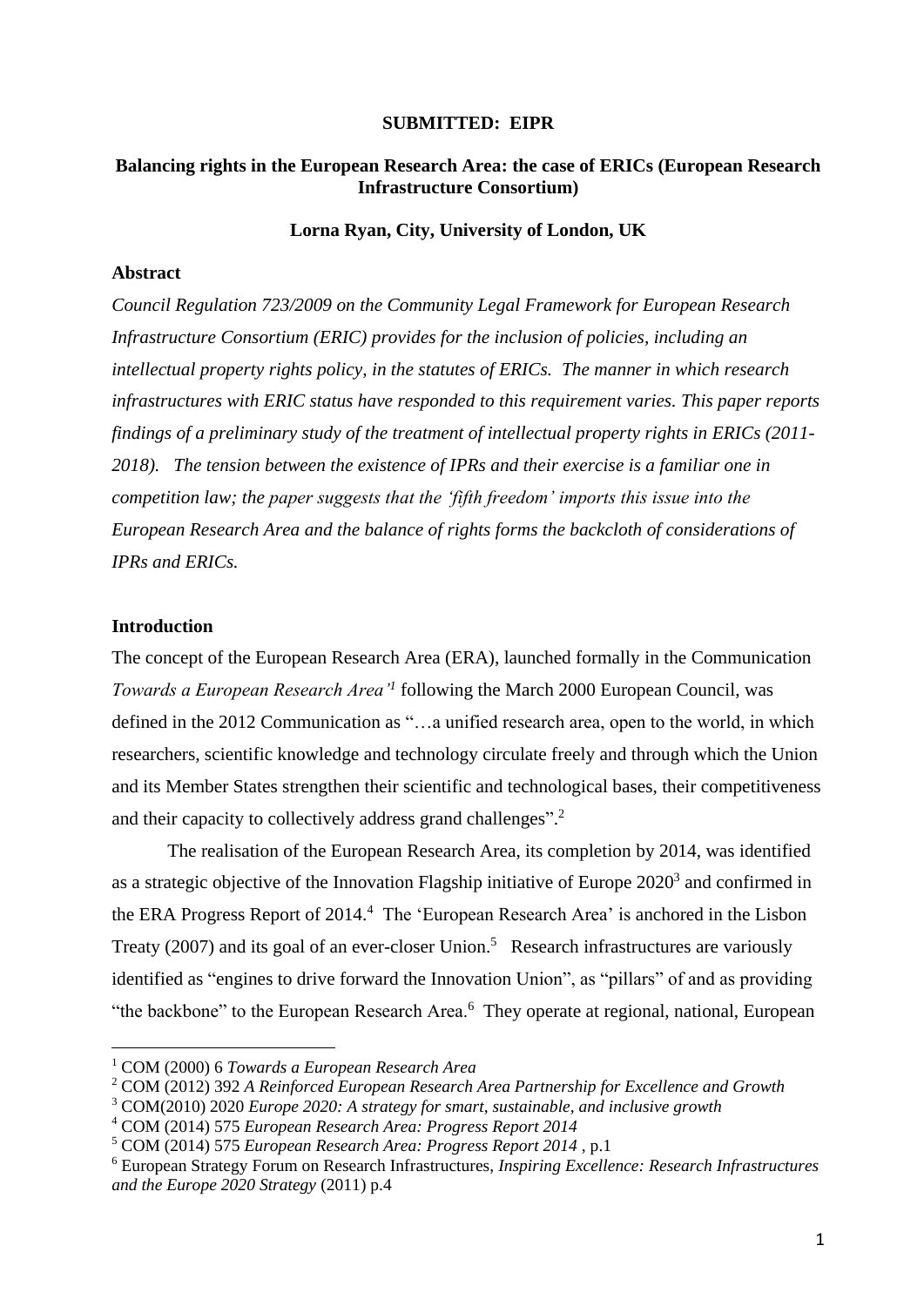**SUBMITTED: EIPR**

# Balancing rights in the European Research Area: the case of ERICs (European Research Infrastructure Consortium)

**Lorna Ryan, City, University of London, UK**

## Abstract

*Council Regulation 723/2009 on the Community Legal Framework for European Research Infrastructure Consortium (ERIC) provides for the inclusion of policies, including an intellectual property rights policy, in the statutes of ERICs. The manner in which research infrastructures with ERIC status have responded to this requirement varies. This paper reports findings of a preliminary study of the treatment of intellectual property rights in ERICs (2011-2018). The tension between the existence of IPRs and their exercise is a familiar one in competition law; the paper suggests that the 'fifth freedom' imports this issue into the European Research Area and the balance of rights forms the backcloth of considerations of IPRs and ERICs.*

## Introduction

The concept of the European Research Area (ERA), launched formally in the Communication *Towards a European Research Area'*[1] following the March 2000 European Council, was defined in the 2012 Communication as "…a unified research area, open to the world, in which researchers, scientific knowledge and technology circulate freely and through which the Union and its Member States strengthen their scientific and technological bases, their competitiveness and their capacity to collectively address grand challenges".[2]

The realisation of the European Research Area, its completion by 2014, was identified as a strategic objective of the Innovation Flagship initiative of Europe 2020[3] and confirmed in the ERA Progress Report of 2014.[4] The 'European Research Area' is anchored in the Lisbon Treaty (2007) and its goal of an ever-closer Union.[5] Research infrastructures are variously identified as "engines to drive forward the Innovation Union", as "pillars" of and as providing "the backbone" to the European Research Area.[6] They operate at regional, national, European

[1] COM (2000) 6 *Towards a European Research Area*

[2] COM (2012) 392 *A Reinforced European Research Area Partnership for Excellence and Growth*

[3] COM(2010) 2020 *Europe 2020: A strategy for smart, sustainable, and inclusive growth*

[4] COM (2014) 575 *European Research Area: Progress Report 2014*

[5] COM (2014) 575 *European Research Area: Progress Report 2014* , p.1

[6] European Strategy Forum on Research Infrastructures, *Inspiring Excellence: Research Infrastructures and the Europe 2020 Strategy* (2011) p.4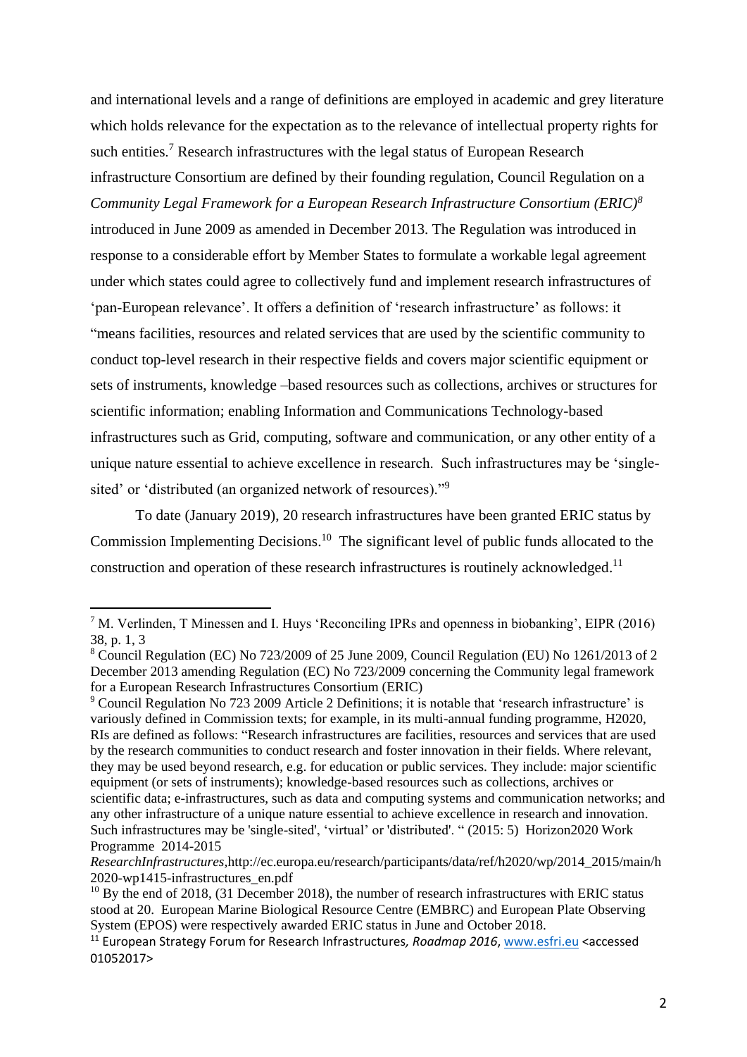and international levels and a range of definitions are employed in academic and grey literature which holds relevance for the expectation as to the relevance of intellectual property rights for such entities.[7] Research infrastructures with the legal status of European Research infrastructure Consortium are defined by their founding regulation, Council Regulation on a *Community Legal Framework for a European Research Infrastructure Consortium (ERIC)[8]* introduced in June 2009 as amended in December 2013. The Regulation was introduced in response to a considerable effort by Member States to formulate a workable legal agreement under which states could agree to collectively fund and implement research infrastructures of 'pan-European relevance'. It offers a definition of 'research infrastructure' as follows: it "means facilities, resources and related services that are used by the scientific community to conduct top-level research in their respective fields and covers major scientific equipment or sets of instruments, knowledge –based resources such as collections, archives or structures for scientific information; enabling Information and Communications Technology-based infrastructures such as Grid, computing, software and communication, or any other entity of a unique nature essential to achieve excellence in research. Such infrastructures may be 'single-sited' or 'distributed (an organized network of resources)."[9]

To date (January 2019), 20 research infrastructures have been granted ERIC status by Commission Implementing Decisions.[10] The significant level of public funds allocated to the construction and operation of these research infrastructures is routinely acknowledged.[11]

---

[7] M. Verlinden, T Minessen and I. Huys 'Reconciling IPRs and openness in biobanking', EIPR (2016) 38, p. 1, 3

[8] Council Regulation (EC) No 723/2009 of 25 June 2009, Council Regulation (EU) No 1261/2013 of 2 December 2013 amending Regulation (EC) No 723/2009 concerning the Community legal framework for a European Research Infrastructures Consortium (ERIC)

[9] Council Regulation No 723 2009 Article 2 Definitions; it is notable that 'research infrastructure' is variously defined in Commission texts; for example, in its multi-annual funding programme, H2020, RIs are defined as follows: "Research infrastructures are facilities, resources and services that are used by the research communities to conduct research and foster innovation in their fields. Where relevant, they may be used beyond research, e.g. for education or public services. They include: major scientific equipment (or sets of instruments); knowledge-based resources such as collections, archives or scientific data; e-infrastructures, such as data and computing systems and communication networks; and any other infrastructure of a unique nature essential to achieve excellence in research and innovation. Such infrastructures may be 'single-sited', 'virtual' or 'distributed'. " (2015: 5) Horizon2020 Work Programme 2014-2015 *ResearchInfrastructures*,http://ec.europa.eu/research/participants/data/ref/h2020/wp/2014_2015/main/h2020-wp1415-infrastructures_en.pdf

[10] By the end of 2018, (31 December 2018), the number of research infrastructures with ERIC status stood at 20. European Marine Biological Resource Centre (EMBRC) and European Plate Observing System (EPOS) were respectively awarded ERIC status in June and October 2018.

[11] European Strategy Forum for Research Infrastructures, *Roadmap 2016*, www.esfri.eu <accessed 01052017>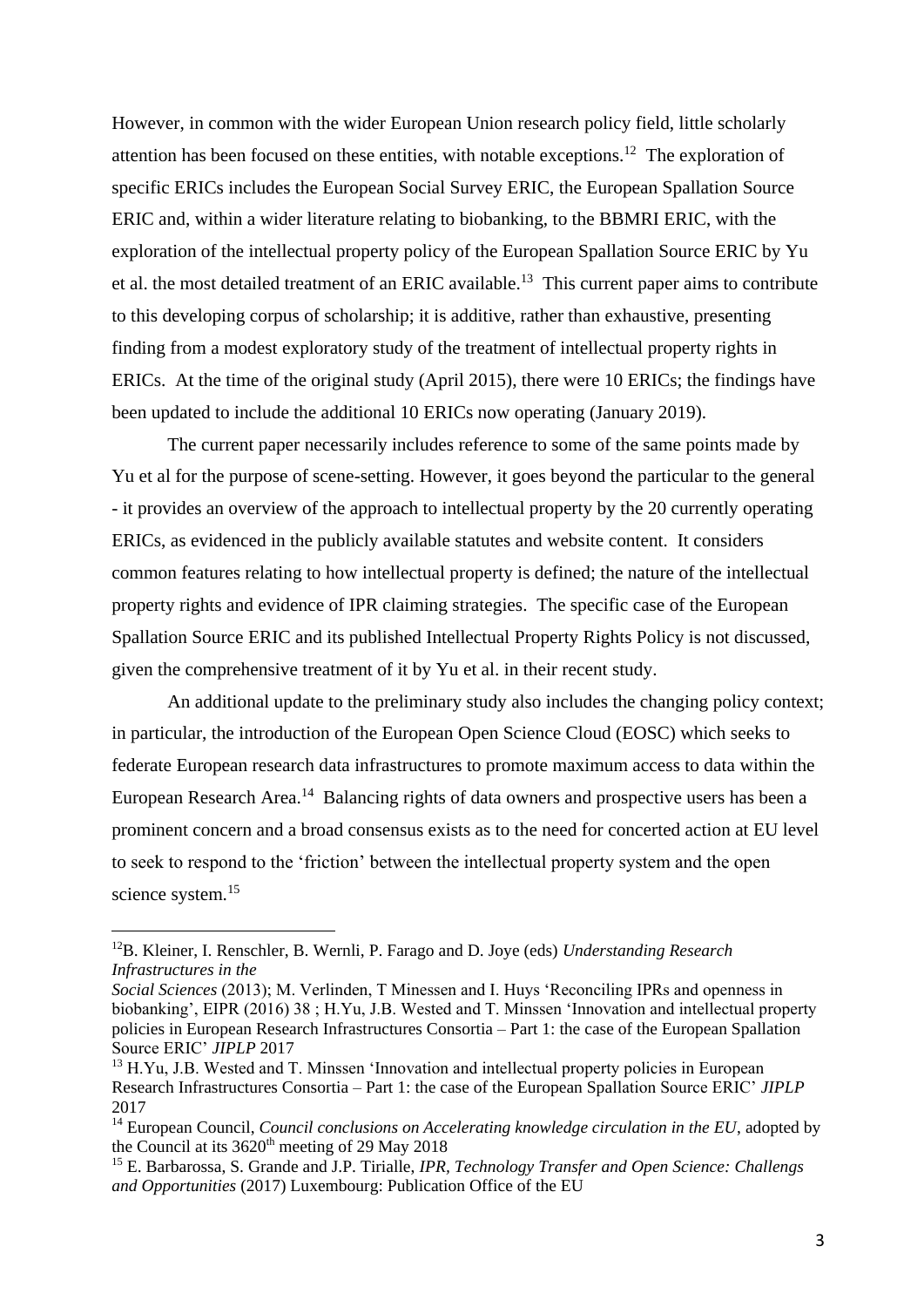However, in common with the wider European Union research policy field, little scholarly attention has been focused on these entities, with notable exceptions.[12] The exploration of specific ERICs includes the European Social Survey ERIC, the European Spallation Source ERIC and, within a wider literature relating to biobanking, to the BBMRI ERIC, with the exploration of the intellectual property policy of the European Spallation Source ERIC by Yu et al. the most detailed treatment of an ERIC available.[13] This current paper aims to contribute to this developing corpus of scholarship; it is additive, rather than exhaustive, presenting finding from a modest exploratory study of the treatment of intellectual property rights in ERICs. At the time of the original study (April 2015), there were 10 ERICs; the findings have been updated to include the additional 10 ERICs now operating (January 2019).

The current paper necessarily includes reference to some of the same points made by Yu et al for the purpose of scene-setting. However, it goes beyond the particular to the general - it provides an overview of the approach to intellectual property by the 20 currently operating ERICs, as evidenced in the publicly available statutes and website content. It considers common features relating to how intellectual property is defined; the nature of the intellectual property rights and evidence of IPR claiming strategies. The specific case of the European Spallation Source ERIC and its published Intellectual Property Rights Policy is not discussed, given the comprehensive treatment of it by Yu et al. in their recent study.

An additional update to the preliminary study also includes the changing policy context; in particular, the introduction of the European Open Science Cloud (EOSC) which seeks to federate European research data infrastructures to promote maximum access to data within the European Research Area.[14] Balancing rights of data owners and prospective users has been a prominent concern and a broad consensus exists as to the need for concerted action at EU level to seek to respond to the 'friction' between the intellectual property system and the open science system.[15]

---

[12] B. Kleiner, I. Renschler, B. Wernli, P. Farago and D. Joye (eds) *Understanding Research Infrastructures in the Social Sciences* (2013); M. Verlinden, T Minessen and I. Huys 'Reconciling IPRs and openness in biobanking', EIPR (2016) 38 ; H.Yu, J.B. Wested and T. Minssen 'Innovation and intellectual property policies in European Research Infrastructures Consortia – Part 1: the case of the European Spallation Source ERIC' *JIPLP* 2017

[13] H.Yu, J.B. Wested and T. Minssen 'Innovation and intellectual property policies in European Research Infrastructures Consortia – Part 1: the case of the European Spallation Source ERIC' *JIPLP* 2017

[14] European Council, *Council conclusions on Accelerating knowledge circulation in the EU*, adopted by the Council at its 3620th meeting of 29 May 2018

[15] E. Barbarossa, S. Grande and J.P. Tirialle, *IPR, Technology Transfer and Open Science: Challengs and Opportunities* (2017) Luxembourg: Publication Office of the EU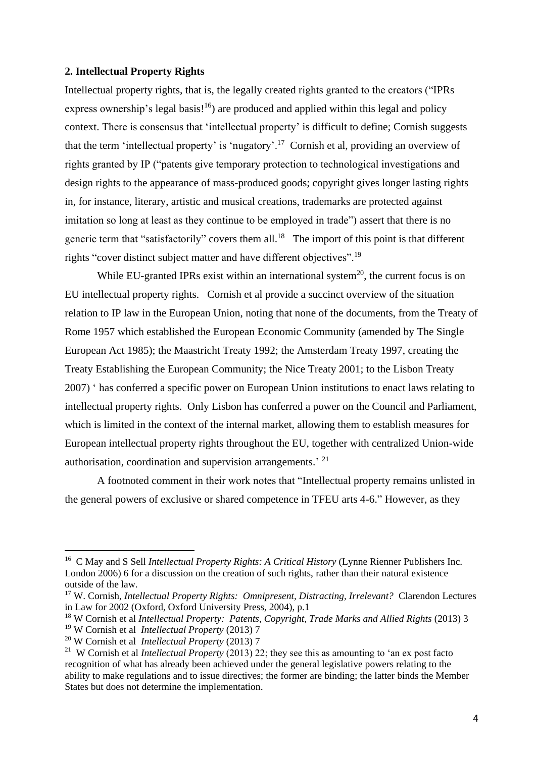**2. Intellectual Property Rights**

Intellectual property rights, that is, the legally created rights granted to the creators ("IPRs express ownership's legal basis![16]) are produced and applied within this legal and policy context. There is consensus that 'intellectual property' is difficult to define; Cornish suggests that the term 'intellectual property' is 'nugatory'.[17] Cornish et al, providing an overview of rights granted by IP ("patents give temporary protection to technological investigations and design rights to the appearance of mass-produced goods; copyright gives longer lasting rights in, for instance, literary, artistic and musical creations, trademarks are protected against imitation so long at least as they continue to be employed in trade") assert that there is no generic term that "satisfactorily" covers them all.[18] The import of this point is that different rights "cover distinct subject matter and have different objectives".[19]

While EU-granted IPRs exist within an international system[20], the current focus is on EU intellectual property rights. Cornish et al provide a succinct overview of the situation relation to IP law in the European Union, noting that none of the documents, from the Treaty of Rome 1957 which established the European Economic Community (amended by The Single European Act 1985); the Maastricht Treaty 1992; the Amsterdam Treaty 1997, creating the Treaty Establishing the European Community; the Nice Treaty 2001; to the Lisbon Treaty 2007) ' has conferred a specific power on European Union institutions to enact laws relating to intellectual property rights. Only Lisbon has conferred a power on the Council and Parliament, which is limited in the context of the internal market, allowing them to establish measures for European intellectual property rights throughout the EU, together with centralized Union-wide authorisation, coordination and supervision arrangements.' [21]

A footnoted comment in their work notes that "Intellectual property remains unlisted in the general powers of exclusive or shared competence in TFEU arts 4-6." However, as they

---

[16] C May and S Sell *Intellectual Property Rights: A Critical History* (Lynne Rienner Publishers Inc. London 2006) 6 for a discussion on the creation of such rights, rather than their natural existence outside of the law.

[17] W. Cornish, *Intellectual Property Rights: Omnipresent, Distracting, Irrelevant?* Clarendon Lectures in Law for 2002 (Oxford, Oxford University Press, 2004), p.1

[18] W Cornish et al *Intellectual Property: Patents, Copyright, Trade Marks and Allied Rights* (2013) 3

[19] W Cornish et al *Intellectual Property* (2013) 7

[20] W Cornish et al *Intellectual Property* (2013) 7

[21] W Cornish et al *Intellectual Property* (2013) 22; they see this as amounting to 'an ex post facto recognition of what has already been achieved under the general legislative powers relating to the ability to make regulations and to issue directives; the former are binding; the latter binds the Member States but does not determine the implementation.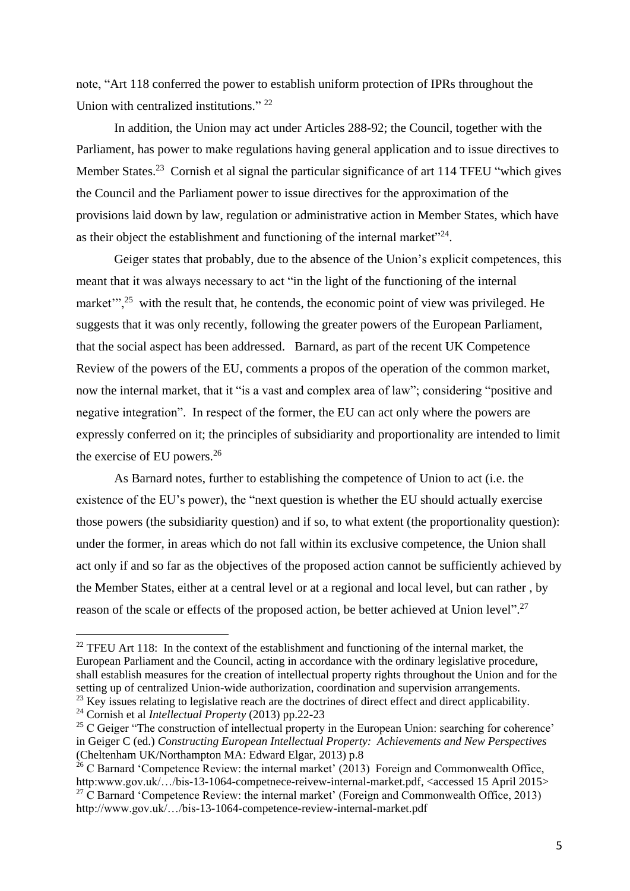note, "Art 118 conferred the power to establish uniform protection of IPRs throughout the Union with centralized institutions." [22]

In addition, the Union may act under Articles 288-92; the Council, together with the Parliament, has power to make regulations having general application and to issue directives to Member States.[23] Cornish et al signal the particular significance of art 114 TFEU "which gives the Council and the Parliament power to issue directives for the approximation of the provisions laid down by law, regulation or administrative action in Member States, which have as their object the establishment and functioning of the internal market"[24].

Geiger states that probably, due to the absence of the Union's explicit competences, this meant that it was always necessary to act "in the light of the functioning of the internal market'",[25] with the result that, he contends, the economic point of view was privileged. He suggests that it was only recently, following the greater powers of the European Parliament, that the social aspect has been addressed. Barnard, as part of the recent UK Competence Review of the powers of the EU, comments a propos of the operation of the common market, now the internal market, that it "is a vast and complex area of law"; considering "positive and negative integration". In respect of the former, the EU can act only where the powers are expressly conferred on it; the principles of subsidiarity and proportionality are intended to limit the exercise of EU powers.[26]

As Barnard notes, further to establishing the competence of Union to act (i.e. the existence of the EU's power), the "next question is whether the EU should actually exercise those powers (the subsidiarity question) and if so, to what extent (the proportionality question): under the former, in areas which do not fall within its exclusive competence, the Union shall act only if and so far as the objectives of the proposed action cannot be sufficiently achieved by the Member States, either at a central level or at a regional and local level, but can rather , by reason of the scale or effects of the proposed action, be better achieved at Union level".[27]

---

[22] TFEU Art 118: In the context of the establishment and functioning of the internal market, the European Parliament and the Council, acting in accordance with the ordinary legislative procedure, shall establish measures for the creation of intellectual property rights throughout the Union and for the setting up of centralized Union-wide authorization, coordination and supervision arrangements.

[23] Key issues relating to legislative reach are the doctrines of direct effect and direct applicability.

[24] Cornish et al *Intellectual Property* (2013) pp.22-23

[25] C Geiger "The construction of intellectual property in the European Union: searching for coherence' in Geiger C (ed.) *Constructing European Intellectual Property: Achievements and New Perspectives* (Cheltenham UK/Northampton MA: Edward Elgar, 2013) p.8

[26] C Barnard 'Competence Review: the internal market' (2013) Foreign and Commonwealth Office, http:www.gov.uk/…/bis-13-1064-competnece-reivew-internal-market.pdf, <accessed 15 April 2015>

[27] C Barnard 'Competence Review: the internal market' (Foreign and Commonwealth Office, 2013) http://www.gov.uk/…/bis-13-1064-competence-review-internal-market.pdf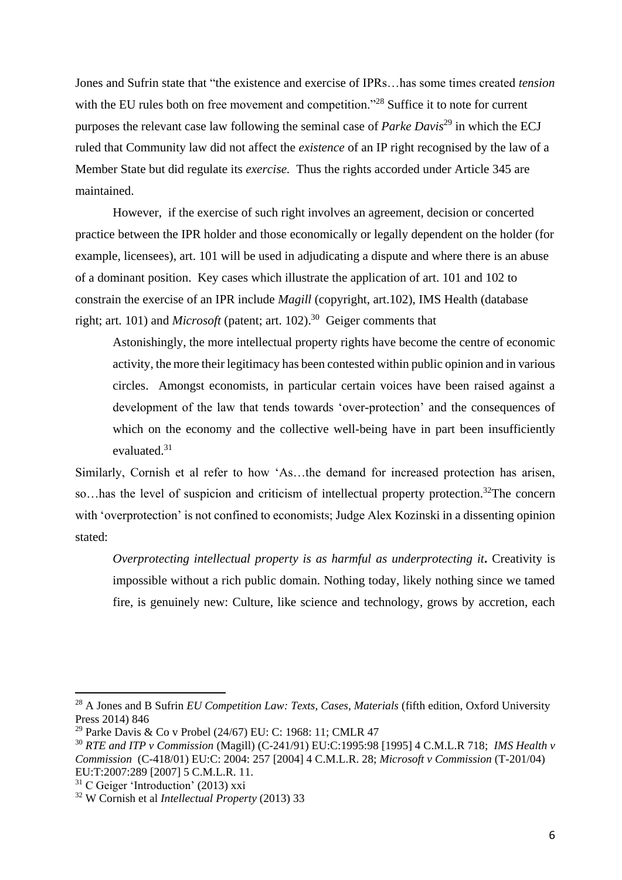Jones and Sufrin state that "the existence and exercise of IPRs…has some times created *tension* with the EU rules both on free movement and competition."[28] Suffice it to note for current purposes the relevant case law following the seminal case of *Parke Davis*[29] in which the ECJ ruled that Community law did not affect the *existence* of an IP right recognised by the law of a Member State but did regulate its *exercise.* Thus the rights accorded under Article 345 are maintained.

However, if the exercise of such right involves an agreement, decision or concerted practice between the IPR holder and those economically or legally dependent on the holder (for example, licensees), art. 101 will be used in adjudicating a dispute and where there is an abuse of a dominant position. Key cases which illustrate the application of art. 101 and 102 to constrain the exercise of an IPR include *Magill* (copyright, art.102), IMS Health (database right; art. 101) and *Microsoft* (patent; art. 102).[30] Geiger comments that

> Astonishingly, the more intellectual property rights have become the centre of economic activity, the more their legitimacy has been contested within public opinion and in various circles. Amongst economists, in particular certain voices have been raised against a development of the law that tends towards 'over-protection' and the consequences of which on the economy and the collective well-being have in part been insufficiently evaluated.[31]

Similarly, Cornish et al refer to how 'As…the demand for increased protection has arisen, so…has the level of suspicion and criticism of intellectual property protection.[32]The concern with 'overprotection' is not confined to economists; Judge Alex Kozinski in a dissenting opinion stated:

> ***Overprotecting intellectual property is as harmful as underprotecting it*.** Creativity is impossible without a rich public domain. Nothing today, likely nothing since we tamed fire, is genuinely new: Culture, like science and technology, grows by accretion, each

---

[28] A Jones and B Sufrin *EU Competition Law: Texts, Cases, Materials* (fifth edition, Oxford University Press 2014) 846

[29] Parke Davis & Co v Probel (24/67) EU: C: 1968: 11; CMLR 47

[30] *RTE and ITP v Commission* (Magill) (C-241/91) EU:C:1995:98 [1995] 4 C.M.L.R 718; *IMS Health v Commission* (C-418/01) EU:C: 2004: 257 [2004] 4 C.M.L.R. 28; *Microsoft v Commission* (T-201/04) EU:T:2007:289 [2007] 5 C.M.L.R. 11.

[31] C Geiger 'Introduction' (2013) xxi

[32] W Cornish et al *Intellectual Property* (2013) 33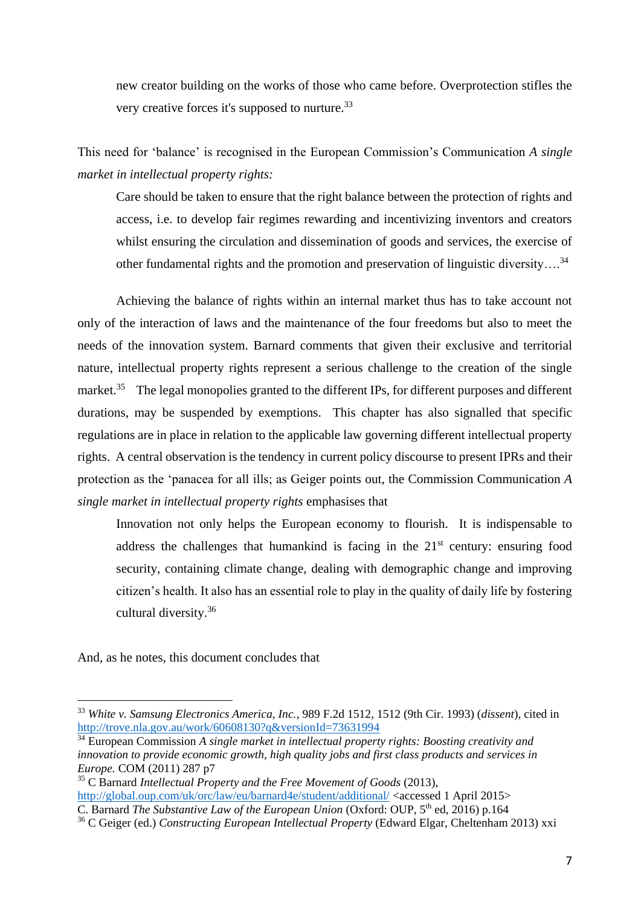> new creator building on the works of those who came before. Overprotection stifles the very creative forces it's supposed to nurture.[33]

This need for 'balance' is recognised in the European Commission's Communication *A single market in intellectual property rights:*

> Care should be taken to ensure that the right balance between the protection of rights and access, i.e. to develop fair regimes rewarding and incentivizing inventors and creators whilst ensuring the circulation and dissemination of goods and services, the exercise of other fundamental rights and the promotion and preservation of linguistic diversity….[34]

Achieving the balance of rights within an internal market thus has to take account not only of the interaction of laws and the maintenance of the four freedoms but also to meet the needs of the innovation system. Barnard comments that given their exclusive and territorial nature, intellectual property rights represent a serious challenge to the creation of the single market.[35] The legal monopolies granted to the different IPs, for different purposes and different durations, may be suspended by exemptions. This chapter has also signalled that specific regulations are in place in relation to the applicable law governing different intellectual property rights. A central observation is the tendency in current policy discourse to present IPRs and their protection as the 'panacea for all ills; as Geiger points out, the Commission Communication *A single market in intellectual property rights* emphasises that

> Innovation not only helps the European economy to flourish. It is indispensable to address the challenges that humankind is facing in the 21st century: ensuring food security, containing climate change, dealing with demographic change and improving citizen's health. It also has an essential role to play in the quality of daily life by fostering cultural diversity.[36]

And, as he notes, this document concludes that

---

[33] *White v. Samsung Electronics America, Inc.*, 989 F.2d 1512, 1512 (9th Cir. 1993) (*dissent*), cited in http://trove.nla.gov.au/work/60608130?q&versionId=73631994

[34] European Commission *A single market in intellectual property rights: Boosting creativity and innovation to provide economic growth, high quality jobs and first class products and services in Europe.* COM (2011) 287 p7

[35] C Barnard *Intellectual Property and the Free Movement of Goods* (2013), http://global.oup.com/uk/orc/law/eu/barnard4e/student/additional/ <accessed 1 April 2015>
C. Barnard *The Substantive Law of the European Union* (Oxford: OUP, 5th ed, 2016) p.164

[36] C Geiger (ed.) *Constructing European Intellectual Property* (Edward Elgar, Cheltenham 2013) xxi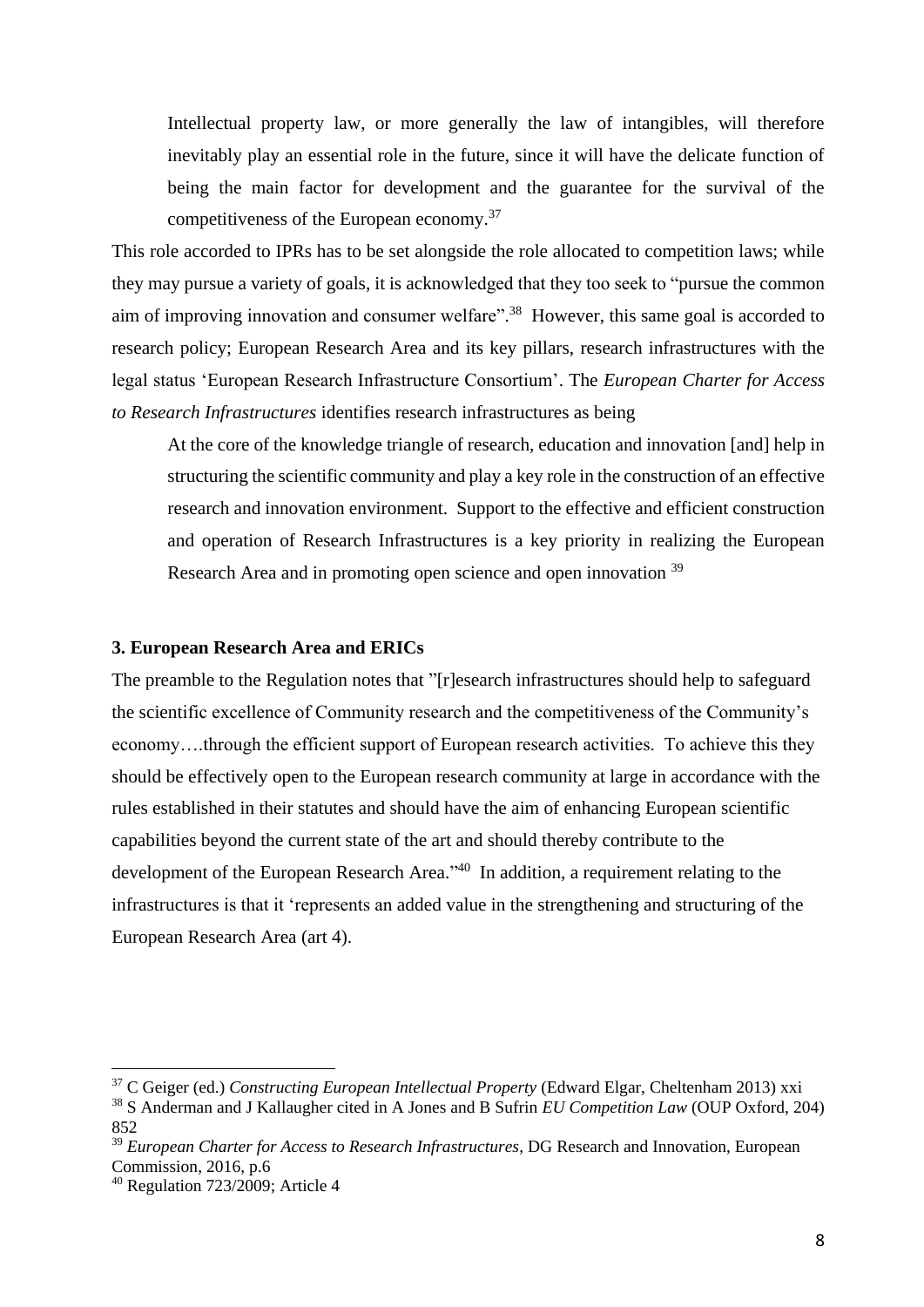> Intellectual property law, or more generally the law of intangibles, will therefore inevitably play an essential role in the future, since it will have the delicate function of being the main factor for development and the guarantee for the survival of the competitiveness of the European economy.[37]

This role accorded to IPRs has to be set alongside the role allocated to competition laws; while they may pursue a variety of goals, it is acknowledged that they too seek to "pursue the common aim of improving innovation and consumer welfare".[38] However, this same goal is accorded to research policy; European Research Area and its key pillars, research infrastructures with the legal status 'European Research Infrastructure Consortium'. The *European Charter for Access to Research Infrastructures* identifies research infrastructures as being

> At the core of the knowledge triangle of research, education and innovation [and] help in structuring the scientific community and play a key role in the construction of an effective research and innovation environment. Support to the effective and efficient construction and operation of Research Infrastructures is a key priority in realizing the European Research Area and in promoting open science and open innovation [39]

### 3. European Research Area and ERICs

The preamble to the Regulation notes that "[r]esearch infrastructures should help to safeguard the scientific excellence of Community research and the competitiveness of the Community's economy….through the efficient support of European research activities. To achieve this they should be effectively open to the European research community at large in accordance with the rules established in their statutes and should have the aim of enhancing European scientific capabilities beyond the current state of the art and should thereby contribute to the development of the European Research Area."[40] In addition, a requirement relating to the infrastructures is that it 'represents an added value in the strengthening and structuring of the European Research Area (art 4).

---

[37] C Geiger (ed.) *Constructing European Intellectual Property* (Edward Elgar, Cheltenham 2013) xxi

[38] S Anderman and J Kallaugher cited in A Jones and B Sufrin *EU Competition Law* (OUP Oxford, 204) 852

[39] *European Charter for Access to Research Infrastructures*, DG Research and Innovation, European Commission, 2016, p.6

[40] Regulation 723/2009; Article 4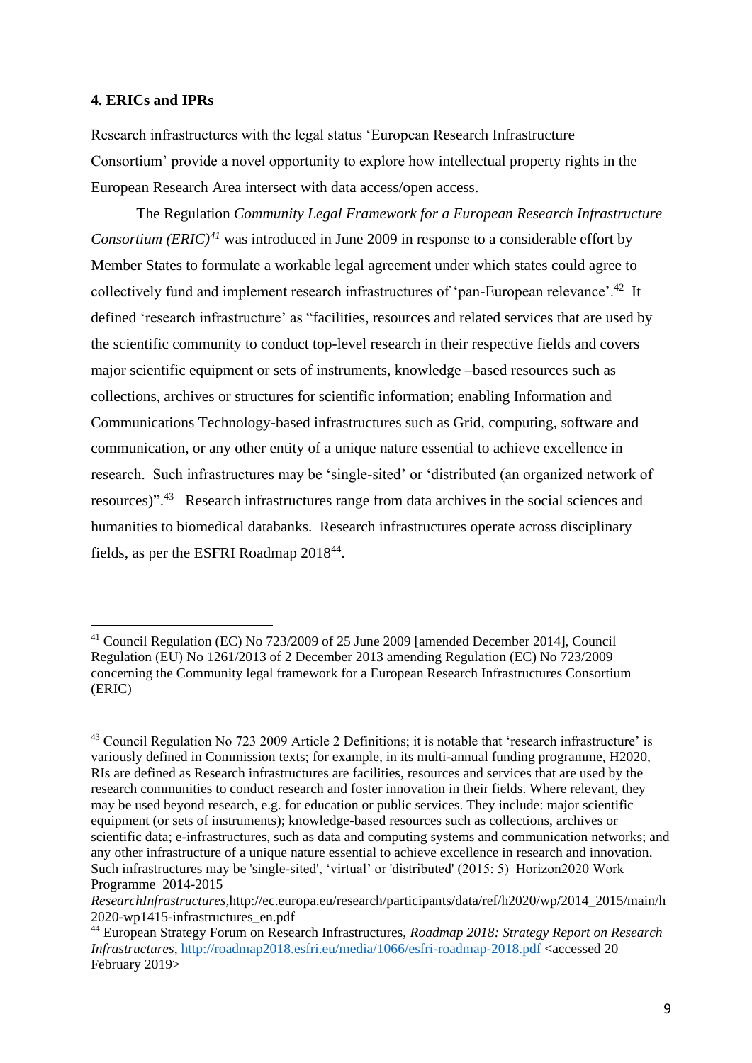### 4. ERICs and IPRs

Research infrastructures with the legal status 'European Research Infrastructure Consortium' provide a novel opportunity to explore how intellectual property rights in the European Research Area intersect with data access/open access.

The Regulation *Community Legal Framework for a European Research Infrastructure Consortium (ERIC)*[41] was introduced in June 2009 in response to a considerable effort by Member States to formulate a workable legal agreement under which states could agree to collectively fund and implement research infrastructures of 'pan-European relevance'.[42] It defined 'research infrastructure' as "facilities, resources and related services that are used by the scientific community to conduct top-level research in their respective fields and covers major scientific equipment or sets of instruments, knowledge –based resources such as collections, archives or structures for scientific information; enabling Information and Communications Technology-based infrastructures such as Grid, computing, software and communication, or any other entity of a unique nature essential to achieve excellence in research. Such infrastructures may be 'single-sited' or 'distributed (an organized network of resources)".[43] Research infrastructures range from data archives in the social sciences and humanities to biomedical databanks. Research infrastructures operate across disciplinary fields, as per the ESFRI Roadmap 2018[44].

---

[41] Council Regulation (EC) No 723/2009 of 25 June 2009 [amended December 2014], Council Regulation (EU) No 1261/2013 of 2 December 2013 amending Regulation (EC) No 723/2009 concerning the Community legal framework for a European Research Infrastructures Consortium (ERIC)

[43] Council Regulation No 723 2009 Article 2 Definitions; it is notable that 'research infrastructure' is variously defined in Commission texts; for example, in its multi-annual funding programme, H2020, RIs are defined as Research infrastructures are facilities, resources and services that are used by the research communities to conduct research and foster innovation in their fields. Where relevant, they may be used beyond research, e.g. for education or public services. They include: major scientific equipment (or sets of instruments); knowledge-based resources such as collections, archives or scientific data; e-infrastructures, such as data and computing systems and communication networks; and any other infrastructure of a unique nature essential to achieve excellence in research and innovation. Such infrastructures may be 'single-sited', 'virtual' or 'distributed' (2015: 5) Horizon2020 Work Programme 2014-2015 *ResearchInfrastructures*,http://ec.europa.eu/research/participants/data/ref/h2020/wp/2014_2015/main/h2020-wp1415-infrastructures_en.pdf

[44] European Strategy Forum on Research Infrastructures, *Roadmap 2018: Strategy Report on Research Infrastructures*, http://roadmap2018.esfri.eu/media/1066/esfri-roadmap-2018.pdf <accessed 20 February 2019>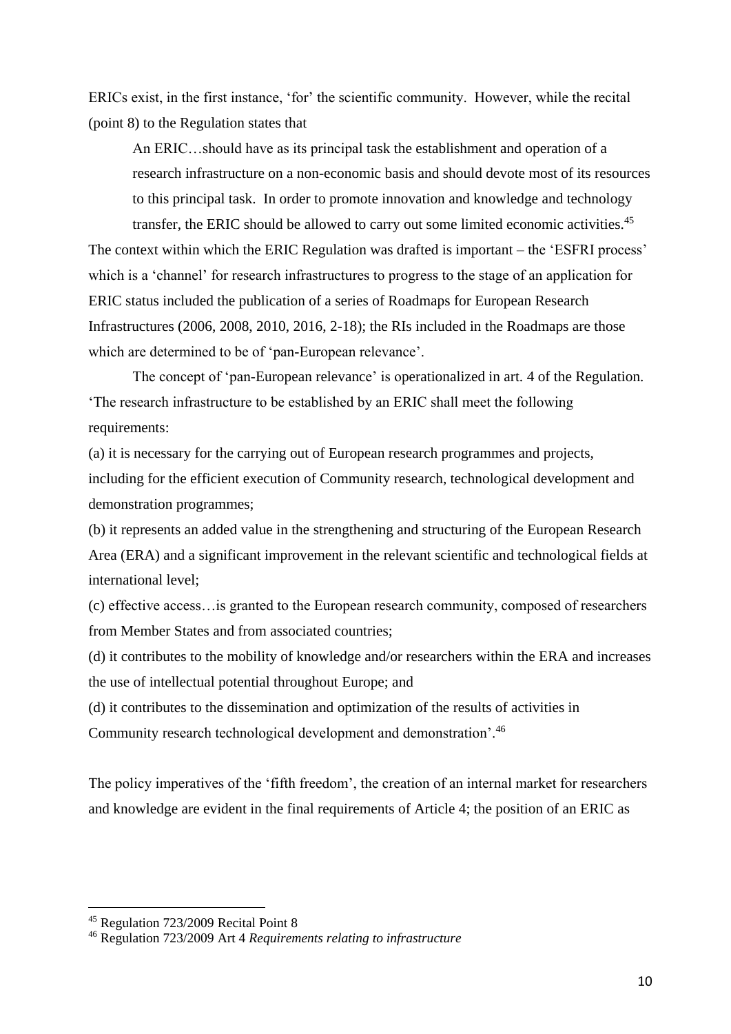ERICs exist, in the first instance, 'for' the scientific community. However, while the recital (point 8) to the Regulation states that

> An ERIC…should have as its principal task the establishment and operation of a research infrastructure on a non-economic basis and should devote most of its resources to this principal task. In order to promote innovation and knowledge and technology transfer, the ERIC should be allowed to carry out some limited economic activities.[45]

The context within which the ERIC Regulation was drafted is important – the 'ESFRI process' which is a 'channel' for research infrastructures to progress to the stage of an application for ERIC status included the publication of a series of Roadmaps for European Research Infrastructures (2006, 2008, 2010, 2016, 2-18); the RIs included in the Roadmaps are those which are determined to be of 'pan-European relevance'.

The concept of 'pan-European relevance' is operationalized in art. 4 of the Regulation. 'The research infrastructure to be established by an ERIC shall meet the following requirements:

(a) it is necessary for the carrying out of European research programmes and projects, including for the efficient execution of Community research, technological development and demonstration programmes;

(b) it represents an added value in the strengthening and structuring of the European Research Area (ERA) and a significant improvement in the relevant scientific and technological fields at international level;

(c) effective access…is granted to the European research community, composed of researchers from Member States and from associated countries;

(d) it contributes to the mobility of knowledge and/or researchers within the ERA and increases the use of intellectual potential throughout Europe; and

(d) it contributes to the dissemination and optimization of the results of activities in Community research technological development and demonstration'.[46]

The policy imperatives of the 'fifth freedom', the creation of an internal market for researchers and knowledge are evident in the final requirements of Article 4; the position of an ERIC as

---

[45] Regulation 723/2009 Recital Point 8

[46] Regulation 723/2009 Art 4 *Requirements relating to infrastructure*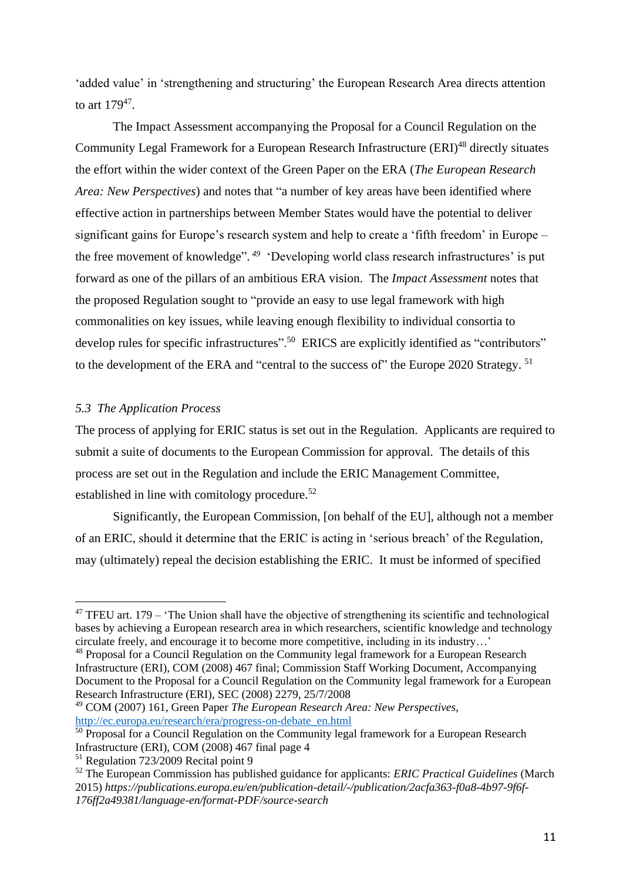'added value' in 'strengthening and structuring' the European Research Area directs attention to art 179[47].

The Impact Assessment accompanying the Proposal for a Council Regulation on the Community Legal Framework for a European Research Infrastructure (ERI)[48] directly situates the effort within the wider context of the Green Paper on the ERA (*The European Research Area: New Perspectives*) and notes that "a number of key areas have been identified where effective action in partnerships between Member States would have the potential to deliver significant gains for Europe's research system and help to create a 'fifth freedom' in Europe – the free movement of knowledge".[49] 'Developing world class research infrastructures' is put forward as one of the pillars of an ambitious ERA vision. The *Impact Assessment* notes that the proposed Regulation sought to "provide an easy to use legal framework with high commonalities on key issues, while leaving enough flexibility to individual consortia to develop rules for specific infrastructures".[50] ERICS are explicitly identified as "contributors" to the development of the ERA and "central to the success of" the Europe 2020 Strategy.[51]

### *5.3 The Application Process*

The process of applying for ERIC status is set out in the Regulation. Applicants are required to submit a suite of documents to the European Commission for approval. The details of this process are set out in the Regulation and include the ERIC Management Committee, established in line with comitology procedure.[52]

Significantly, the European Commission, [on behalf of the EU], although not a member of an ERIC, should it determine that the ERIC is acting in 'serious breach' of the Regulation, may (ultimately) repeal the decision establishing the ERIC. It must be informed of specified

---

[47] TFEU art. 179 – 'The Union shall have the objective of strengthening its scientific and technological bases by achieving a European research area in which researchers, scientific knowledge and technology circulate freely, and encourage it to become more competitive, including in its industry…'

[48] Proposal for a Council Regulation on the Community legal framework for a European Research Infrastructure (ERI), COM (2008) 467 final; Commission Staff Working Document, Accompanying Document to the Proposal for a Council Regulation on the Community legal framework for a European Research Infrastructure (ERI), SEC (2008) 2279, 25/7/2008

[49] COM (2007) 161, Green Paper *The European Research Area: New Perspectives,* http://ec.europa.eu/research/era/progress-on-debate_en.html

[50] Proposal for a Council Regulation on the Community legal framework for a European Research Infrastructure (ERI), COM (2008) 467 final page 4

[51] Regulation 723/2009 Recital point 9

[52] The European Commission has published guidance for applicants: *ERIC Practical Guidelines* (March 2015) *https://publications.europa.eu/en/publication-detail/-/publication/2acfa363-f0a8-4b97-9f6f-176ff2a49381/language-en/format-PDF/source-search*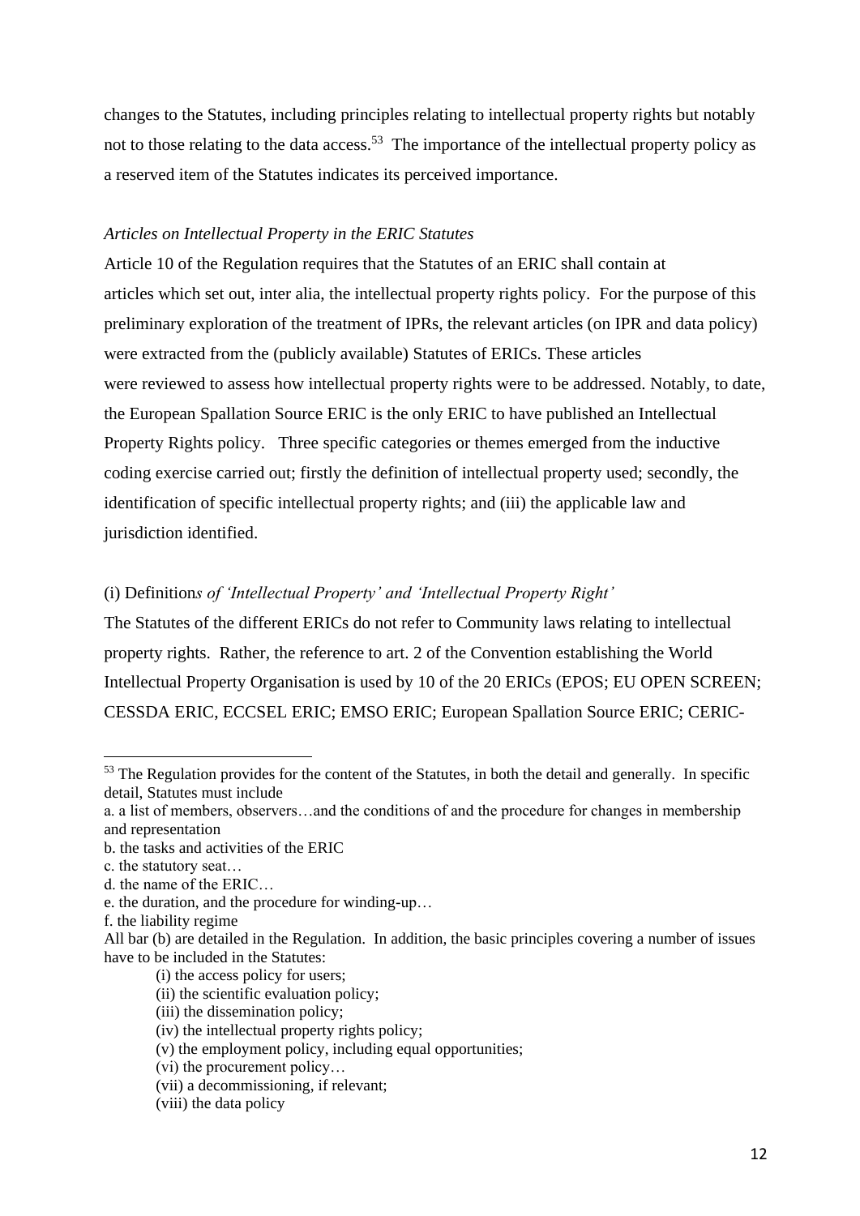changes to the Statutes, including principles relating to intellectual property rights but notably not to those relating to the data access.[53] The importance of the intellectual property policy as a reserved item of the Statutes indicates its perceived importance.

*Articles on Intellectual Property in the ERIC Statutes*

Article 10 of the Regulation requires that the Statutes of an ERIC shall contain at articles which set out, inter alia, the intellectual property rights policy. For the purpose of this preliminary exploration of the treatment of IPRs, the relevant articles (on IPR and data policy) were extracted from the (publicly available) Statutes of ERICs. These articles were reviewed to assess how intellectual property rights were to be addressed. Notably, to date, the European Spallation Source ERIC is the only ERIC to have published an Intellectual Property Rights policy. Three specific categories or themes emerged from the inductive coding exercise carried out; firstly the definition of intellectual property used; secondly, the identification of specific intellectual property rights; and (iii) the applicable law and jurisdiction identified.

(i) Definition*s of 'Intellectual Property' and 'Intellectual Property Right'*

The Statutes of the different ERICs do not refer to Community laws relating to intellectual property rights. Rather, the reference to art. 2 of the Convention establishing the World Intellectual Property Organisation is used by 10 of the 20 ERICs (EPOS; EU OPEN SCREEN; CESSDA ERIC, ECCSEL ERIC; EMSO ERIC; European Spallation Source ERIC; CERIC-

---

[53] The Regulation provides for the content of the Statutes, in both the detail and generally. In specific detail, Statutes must include

a. a list of members, observers…and the conditions of and the procedure for changes in membership and representation

b. the tasks and activities of the ERIC

c. the statutory seat…

d. the name of the ERIC…

e. the duration, and the procedure for winding-up…

f. the liability regime

All bar (b) are detailed in the Regulation. In addition, the basic principles covering a number of issues have to be included in the Statutes:

(i) the access policy for users;
(ii) the scientific evaluation policy;
(iii) the dissemination policy;
(iv) the intellectual property rights policy;
(v) the employment policy, including equal opportunities;
(vi) the procurement policy…
(vii) a decommissioning, if relevant;
(viii) the data policy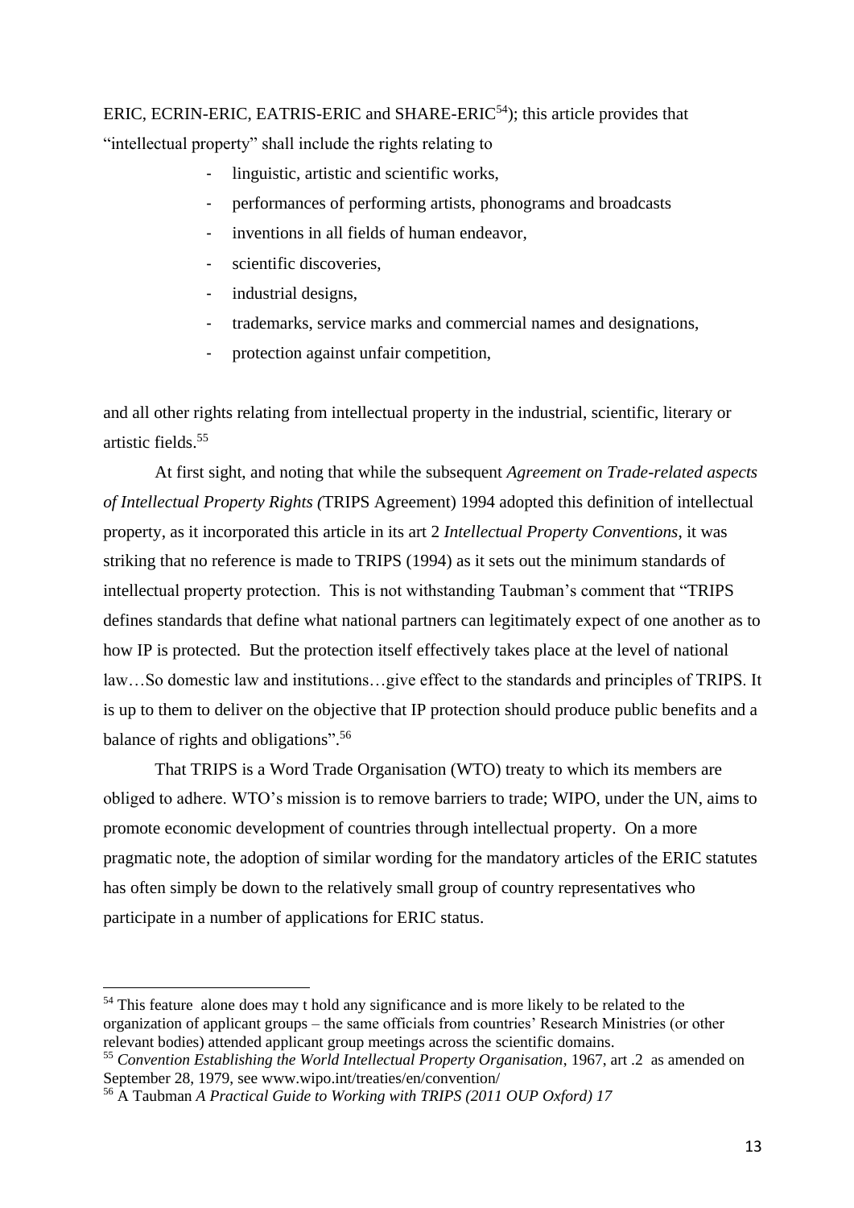ERIC, ECRIN-ERIC, EATRIS-ERIC and SHARE-ERIC[54]); this article provides that "intellectual property" shall include the rights relating to

- linguistic, artistic and scientific works,
- performances of performing artists, phonograms and broadcasts
- inventions in all fields of human endeavor,
- scientific discoveries,
- industrial designs,
- trademarks, service marks and commercial names and designations,
- protection against unfair competition,

and all other rights relating from intellectual property in the industrial, scientific, literary or artistic fields.[55]

At first sight, and noting that while the subsequent *Agreement on Trade-related aspects of Intellectual Property Rights (*TRIPS Agreement) 1994 adopted this definition of intellectual property, as it incorporated this article in its art 2 *Intellectual Property Conventions*, it was striking that no reference is made to TRIPS (1994) as it sets out the minimum standards of intellectual property protection. This is not withstanding Taubman's comment that "TRIPS defines standards that define what national partners can legitimately expect of one another as to how IP is protected. But the protection itself effectively takes place at the level of national law…So domestic law and institutions…give effect to the standards and principles of TRIPS. It is up to them to deliver on the objective that IP protection should produce public benefits and a balance of rights and obligations".[56]

That TRIPS is a Word Trade Organisation (WTO) treaty to which its members are obliged to adhere. WTO's mission is to remove barriers to trade; WIPO, under the UN, aims to promote economic development of countries through intellectual property. On a more pragmatic note, the adoption of similar wording for the mandatory articles of the ERIC statutes has often simply be down to the relatively small group of country representatives who participate in a number of applications for ERIC status.

---

[54] This feature alone does may t hold any significance and is more likely to be related to the organization of applicant groups – the same officials from countries' Research Ministries (or other relevant bodies) attended applicant group meetings across the scientific domains.

[55] *Convention Establishing the World Intellectual Property Organisation*, 1967, art .2 as amended on September 28, 1979, see www.wipo.int/treaties/en/convention/

[56] A Taubman *A Practical Guide to Working with TRIPS (2011 OUP Oxford) 17*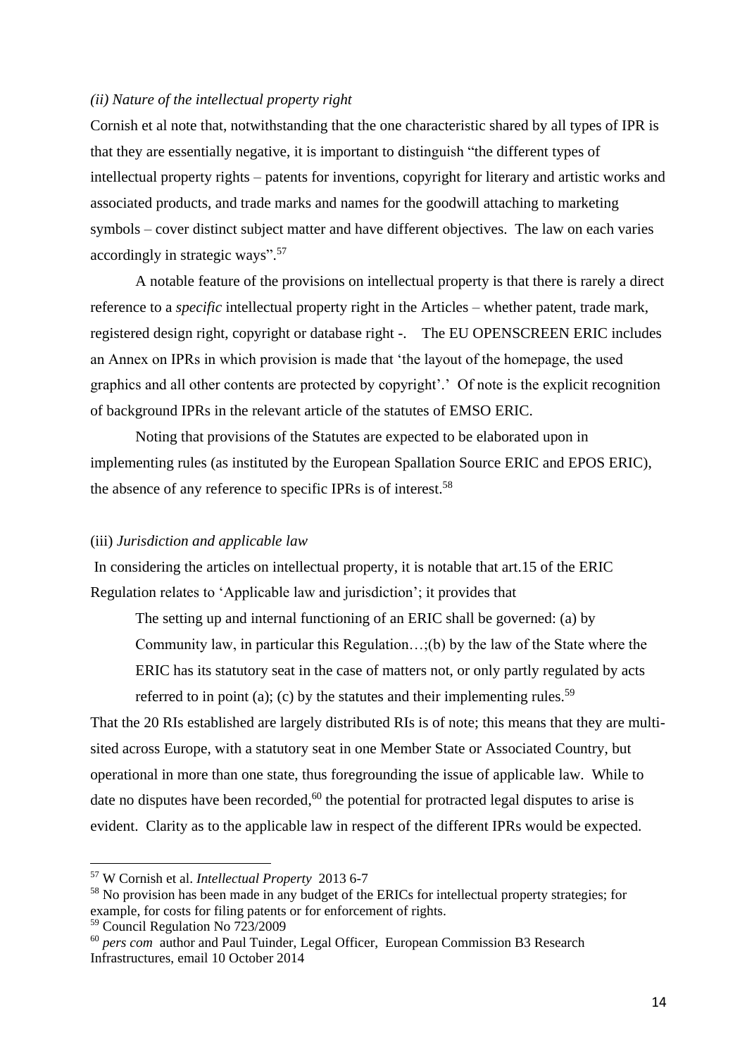*(ii) Nature of the intellectual property right*

Cornish et al note that, notwithstanding that the one characteristic shared by all types of IPR is that they are essentially negative, it is important to distinguish "the different types of intellectual property rights – patents for inventions, copyright for literary and artistic works and associated products, and trade marks and names for the goodwill attaching to marketing symbols – cover distinct subject matter and have different objectives. The law on each varies accordingly in strategic ways".[57]

A notable feature of the provisions on intellectual property is that there is rarely a direct reference to a *specific* intellectual property right in the Articles – whether patent, trade mark, registered design right, copyright or database right -. The EU OPENSCREEN ERIC includes an Annex on IPRs in which provision is made that 'the layout of the homepage, the used graphics and all other contents are protected by copyright'.' Of note is the explicit recognition of background IPRs in the relevant article of the statutes of EMSO ERIC.

Noting that provisions of the Statutes are expected to be elaborated upon in implementing rules (as instituted by the European Spallation Source ERIC and EPOS ERIC), the absence of any reference to specific IPRs is of interest.[58]

(iii) *Jurisdiction and applicable law*

In considering the articles on intellectual property, it is notable that art.15 of the ERIC Regulation relates to 'Applicable law and jurisdiction'; it provides that

> The setting up and internal functioning of an ERIC shall be governed: (a) by Community law, in particular this Regulation…;(b) by the law of the State where the ERIC has its statutory seat in the case of matters not, or only partly regulated by acts referred to in point (a); (c) by the statutes and their implementing rules.[59]

That the 20 RIs established are largely distributed RIs is of note; this means that they are multi-sited across Europe, with a statutory seat in one Member State or Associated Country, but operational in more than one state, thus foregrounding the issue of applicable law. While to date no disputes have been recorded,[60] the potential for protracted legal disputes to arise is evident. Clarity as to the applicable law in respect of the different IPRs would be expected.

---

[57] W Cornish et al. *Intellectual Property* 2013 6-7

[58] No provision has been made in any budget of the ERICs for intellectual property strategies; for example, for costs for filing patents or for enforcement of rights.

[59] Council Regulation No 723/2009

[60] *pers com* author and Paul Tuinder, Legal Officer, European Commission B3 Research Infrastructures, email 10 October 2014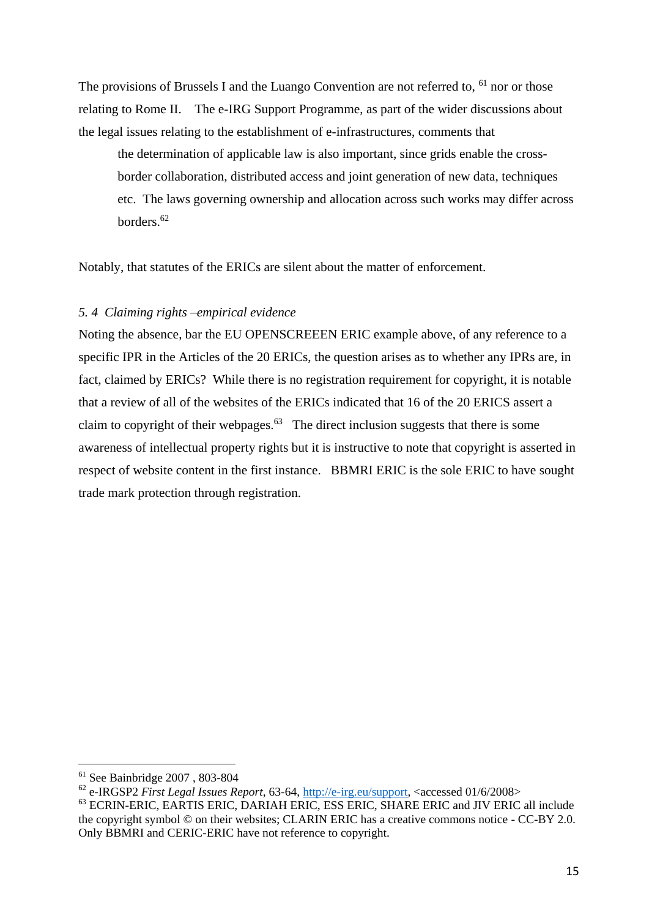The provisions of Brussels I and the Luango Convention are not referred to, [61] nor or those relating to Rome II. The e-IRG Support Programme, as part of the wider discussions about the legal issues relating to the establishment of e-infrastructures, comments that

> the determination of applicable law is also important, since grids enable the cross-border collaboration, distributed access and joint generation of new data, techniques etc. The laws governing ownership and allocation across such works may differ across borders.[62]

Notably, that statutes of the ERICs are silent about the matter of enforcement.

*5. 4 Claiming rights –empirical evidence*

Noting the absence, bar the EU OPENSCREEEN ERIC example above, of any reference to a specific IPR in the Articles of the 20 ERICs, the question arises as to whether any IPRs are, in fact, claimed by ERICs? While there is no registration requirement for copyright, it is notable that a review of all of the websites of the ERICs indicated that 16 of the 20 ERICS assert a claim to copyright of their webpages.[63] The direct inclusion suggests that there is some awareness of intellectual property rights but it is instructive to note that copyright is asserted in respect of website content in the first instance. BBMRI ERIC is the sole ERIC to have sought trade mark protection through registration.

---

[61] See Bainbridge 2007 , 803-804

[62] e-IRGSP2 *First Legal Issues Report*, 63-64, http://e-irg.eu/support, <accessed 01/6/2008>

[63] ECRIN-ERIC, EARTIS ERIC, DARIAH ERIC, ESS ERIC, SHARE ERIC and JIV ERIC all include the copyright symbol © on their websites; CLARIN ERIC has a creative commons notice - CC-BY 2.0. Only BBMRI and CERIC-ERIC have not reference to copyright.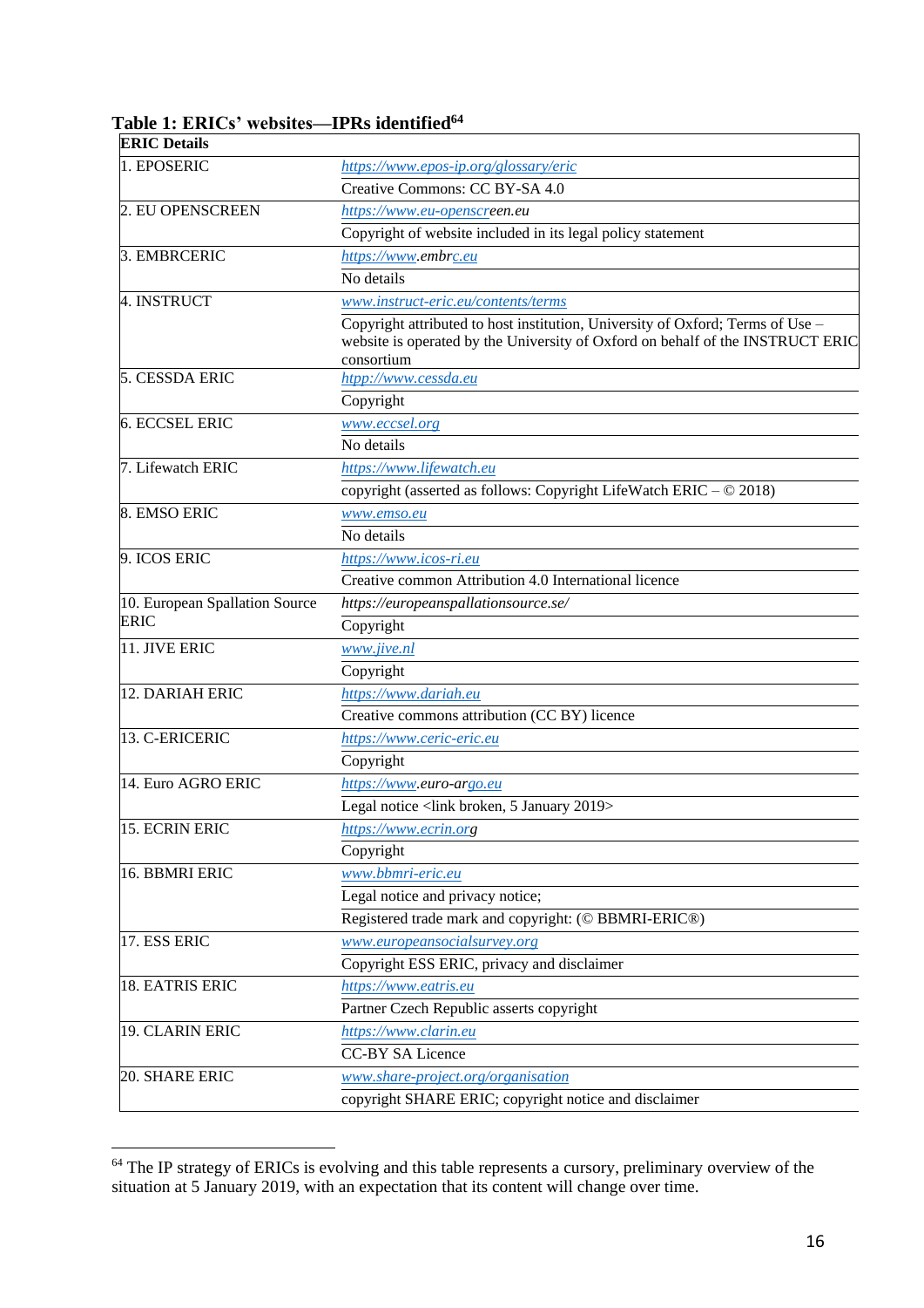**Table 1: ERICs' websites—IPRs identified**[64]

| ERIC Details | |
|---|---|
| 1. EPOSERIC | *https://www.epos-ip.org/glossary/eric* |
| | Creative Commons: CC BY-SA 4.0 |
| 2. EU OPENSCREEN | *https://www.eu-openscreen.eu* |
| | Copyright of website included in its legal policy statement |
| 3. EMBRCERIC | *https://www.embrc.eu* |
| | No details |
| 4. INSTRUCT | *www.instruct-eric.eu/contents/terms* |
| | Copyright attributed to host institution, University of Oxford; Terms of Use – website is operated by the University of Oxford on behalf of the INSTRUCT ERIC consortium |
| 5. CESSDA ERIC | *htpp://www.cessda.eu* |
| | Copyright |
| 6. ECCSEL ERIC | *www.eccsel.org* |
| | No details |
| 7. Lifewatch ERIC | *https://www.lifewatch.eu* |
| | copyright (asserted as follows: Copyright LifeWatch ERIC – © 2018) |
| 8. EMSO ERIC | *www.emso.eu* |
| | No details |
| 9. ICOS ERIC | *https://www.icos-ri.eu* |
| | Creative common Attribution 4.0 International licence |
| 10. European Spallation Source ERIC | *https://europeanspallationsource.se/* |
| | Copyright |
| 11. JIVE ERIC | *www.jive.nl* |
| | Copyright |
| 12. DARIAH ERIC | *https://www.dariah.eu* |
| | Creative commons attribution (CC BY) licence |
| 13. C-ERICERIC | *https://www.ceric-eric.eu* |
| | Copyright |
| 14. Euro AGRO ERIC | *https://www.euro-argo.eu* |
| | Legal notice <link broken, 5 January 2019> |
| 15. ECRIN ERIC | *https://www.ecrin.org* |
| | Copyright |
| 16. BBMRI ERIC | *www.bbmri-eric.eu* |
| | Legal notice and privacy notice; |
| | Registered trade mark and copyright: (© BBMRI-ERIC®) |
| 17. ESS ERIC | *www.europeansocialsurvey.org* |
| | Copyright ESS ERIC, privacy and disclaimer |
| 18. EATRIS ERIC | *https://www.eatris.eu* |
| | Partner Czech Republic asserts copyright |
| 19. CLARIN ERIC | *https://www.clarin.eu* |
| | CC-BY SA Licence |
| 20. SHARE ERIC | *www.share-project.org/organisation* |
| | copyright SHARE ERIC; copyright notice and disclaimer |

[64] The IP strategy of ERICs is evolving and this table represents a cursory, preliminary overview of the situation at 5 January 2019, with an expectation that its content will change over time.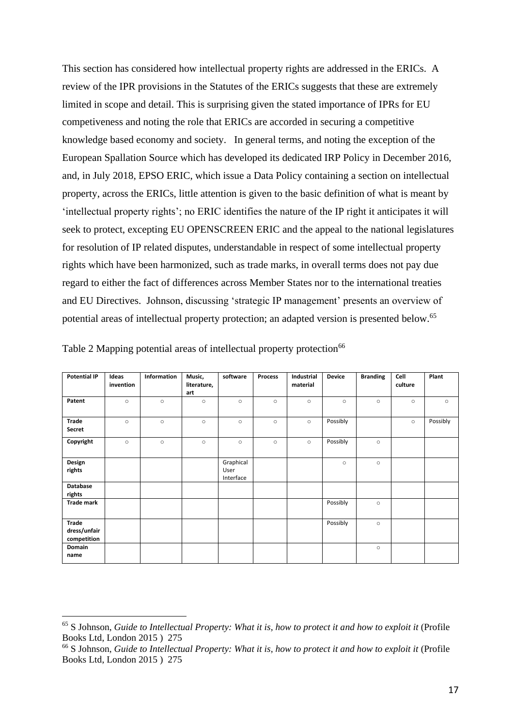This section has considered how intellectual property rights are addressed in the ERICs. A review of the IPR provisions in the Statutes of the ERICs suggests that these are extremely limited in scope and detail. This is surprising given the stated importance of IPRs for EU competiveness and noting the role that ERICs are accorded in securing a competitive knowledge based economy and society. In general terms, and noting the exception of the European Spallation Source which has developed its dedicated IRP Policy in December 2016, and, in July 2018, EPSO ERIC, which issue a Data Policy containing a section on intellectual property, across the ERICs, little attention is given to the basic definition of what is meant by 'intellectual property rights'; no ERIC identifies the nature of the IP right it anticipates it will seek to protect, excepting EU OPENSCREEN ERIC and the appeal to the national legislatures for resolution of IP related disputes, understandable in respect of some intellectual property rights which have been harmonized, such as trade marks, in overall terms does not pay due regard to either the fact of differences across Member States nor to the international treaties and EU Directives. Johnson, discussing 'strategic IP management' presents an overview of potential areas of intellectual property protection; an adapted version is presented below.[65]

Table 2 Mapping potential areas of intellectual property protection[66]

| **Potential IP** | **Ideas invention** | **Information** | **Music, literature, art** | **software** | **Process** | **Industrial material** | **Device** | **Branding** | **Cell culture** | **Plant** |
|---|---|---|---|---|---|---|---|---|---|---|
| **Patent** | ○ | ○ | ○ | ○ | ○ | ○ | ○ | ○ | ○ | ○ |
| **Trade Secret** | ○ | ○ | ○ | ○ | ○ | ○ | Possibly | | ○ | Possibly |
| **Copyright** | ○ | ○ | ○ | ○ | ○ | ○ | Possibly | ○ | | |
| **Design rights** | | | | Graphical User Interface | | | ○ | ○ | | |
| **Database rights** | | | | | | | | | | |
| **Trade mark** | | | | | | | Possibly | ○ | | |
| **Trade dress/unfair competition** | | | | | | | Possibly | ○ | | |
| **Domain name** | | | | | | | | ○ | | |

[65] S Johnson, *Guide to Intellectual Property: What it is, how to protect it and how to exploit it* (Profile Books Ltd, London 2015 ) 275

[66] S Johnson, *Guide to Intellectual Property: What it is, how to protect it and how to exploit it* (Profile Books Ltd, London 2015 ) 275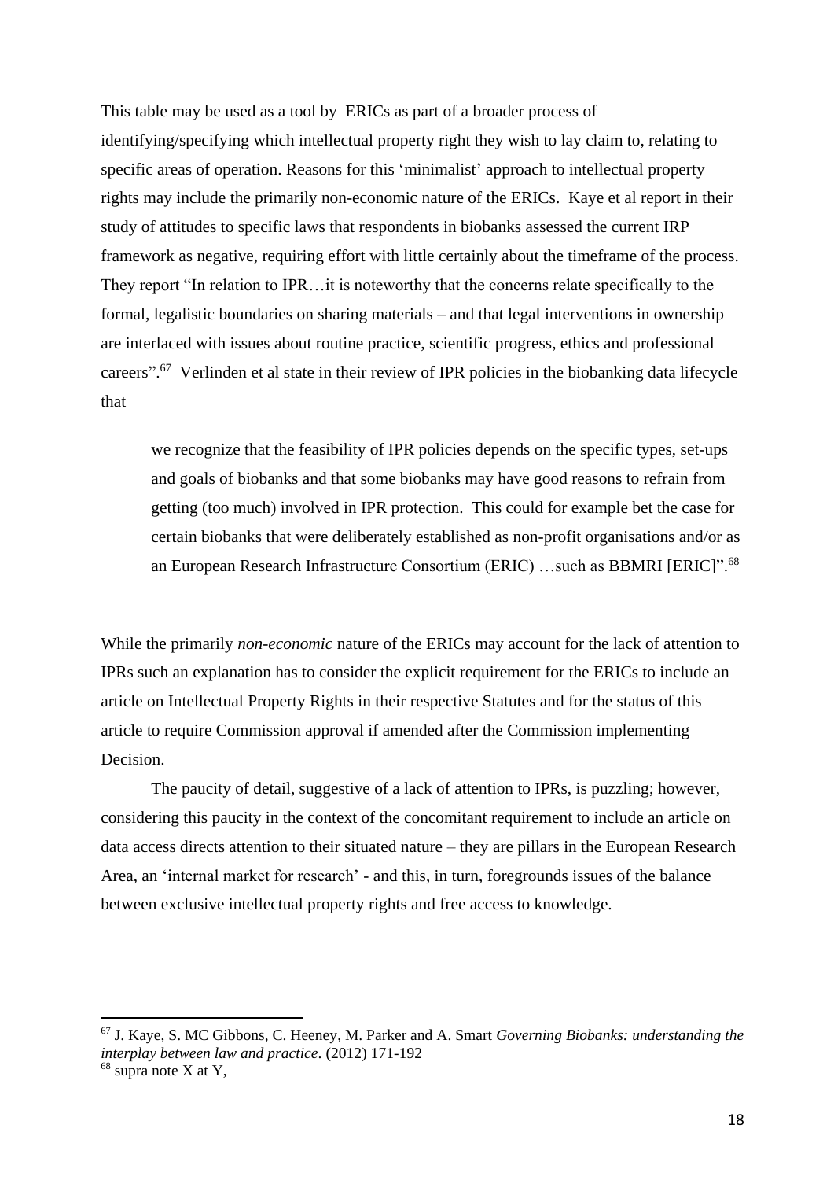This table may be used as a tool by ERICs as part of a broader process of identifying/specifying which intellectual property right they wish to lay claim to, relating to specific areas of operation. Reasons for this 'minimalist' approach to intellectual property rights may include the primarily non-economic nature of the ERICs. Kaye et al report in their study of attitudes to specific laws that respondents in biobanks assessed the current IRP framework as negative, requiring effort with little certainly about the timeframe of the process. They report "In relation to IPR…it is noteworthy that the concerns relate specifically to the formal, legalistic boundaries on sharing materials – and that legal interventions in ownership are interlaced with issues about routine practice, scientific progress, ethics and professional careers".[67] Verlinden et al state in their review of IPR policies in the biobanking data lifecycle that

> we recognize that the feasibility of IPR policies depends on the specific types, set-ups and goals of biobanks and that some biobanks may have good reasons to refrain from getting (too much) involved in IPR protection. This could for example bet the case for certain biobanks that were deliberately established as non-profit organisations and/or as an European Research Infrastructure Consortium (ERIC) …such as BBMRI [ERIC]".[68]

While the primarily *non-economic* nature of the ERICs may account for the lack of attention to IPRs such an explanation has to consider the explicit requirement for the ERICs to include an article on Intellectual Property Rights in their respective Statutes and for the status of this article to require Commission approval if amended after the Commission implementing Decision.

The paucity of detail, suggestive of a lack of attention to IPRs, is puzzling; however, considering this paucity in the context of the concomitant requirement to include an article on data access directs attention to their situated nature – they are pillars in the European Research Area, an 'internal market for research' - and this, in turn, foregrounds issues of the balance between exclusive intellectual property rights and free access to knowledge.

---

[67] J. Kaye, S. MC Gibbons, C. Heeney, M. Parker and A. Smart *Governing Biobanks: understanding the interplay between law and practice*. (2012) 171-192

[68] supra note X at Y,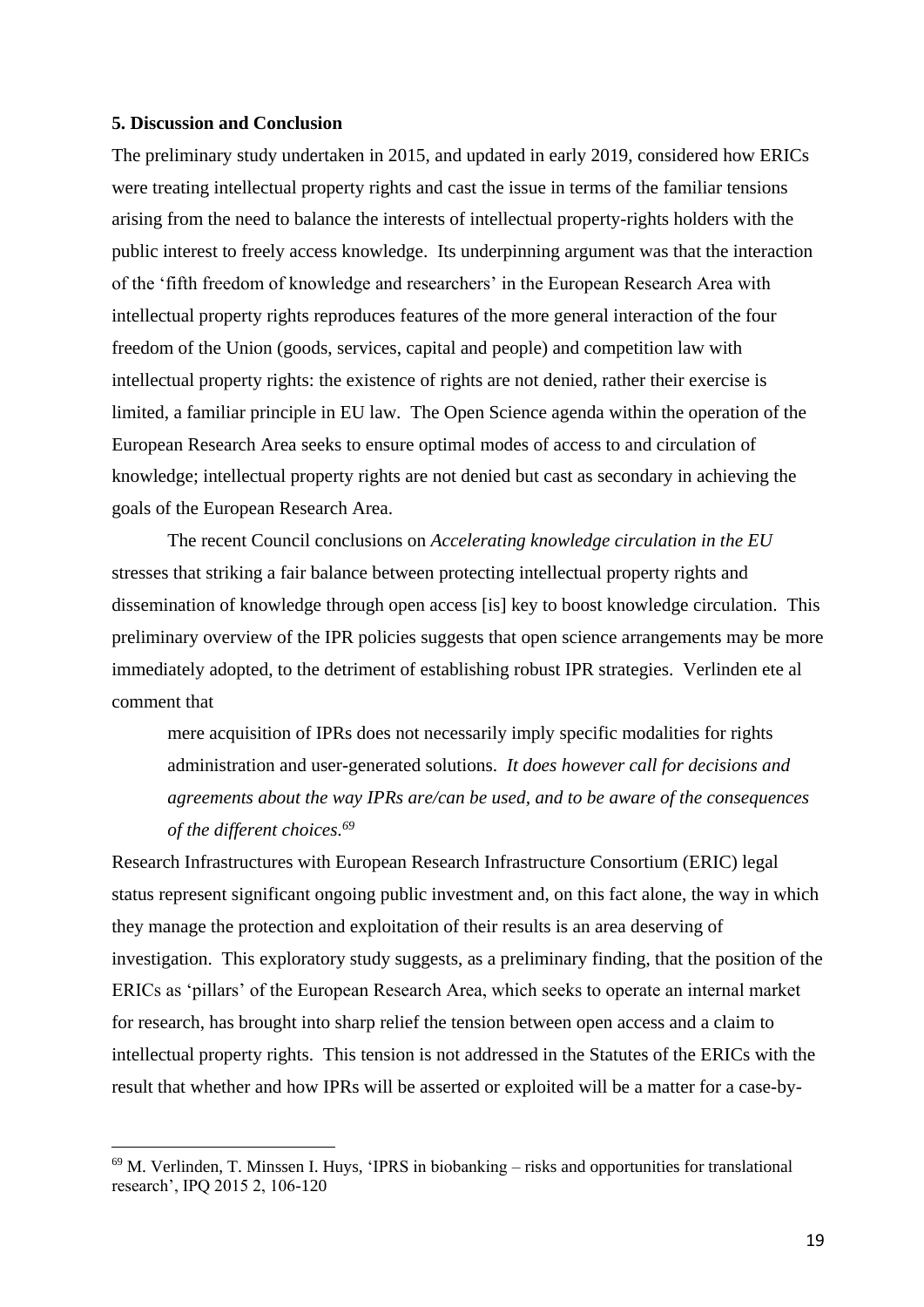**5. Discussion and Conclusion**

The preliminary study undertaken in 2015, and updated in early 2019, considered how ERICs were treating intellectual property rights and cast the issue in terms of the familiar tensions arising from the need to balance the interests of intellectual property-rights holders with the public interest to freely access knowledge. Its underpinning argument was that the interaction of the 'fifth freedom of knowledge and researchers' in the European Research Area with intellectual property rights reproduces features of the more general interaction of the four freedom of the Union (goods, services, capital and people) and competition law with intellectual property rights: the existence of rights are not denied, rather their exercise is limited, a familiar principle in EU law. The Open Science agenda within the operation of the European Research Area seeks to ensure optimal modes of access to and circulation of knowledge; intellectual property rights are not denied but cast as secondary in achieving the goals of the European Research Area.

The recent Council conclusions on *Accelerating knowledge circulation in the EU* stresses that striking a fair balance between protecting intellectual property rights and dissemination of knowledge through open access [is] key to boost knowledge circulation. This preliminary overview of the IPR policies suggests that open science arrangements may be more immediately adopted, to the detriment of establishing robust IPR strategies. Verlinden ete al comment that

> mere acquisition of IPRs does not necessarily imply specific modalities for rights administration and user-generated solutions. *It does however call for decisions and agreements about the way IPRs are/can be used, and to be aware of the consequences of the different choices.*[69]

Research Infrastructures with European Research Infrastructure Consortium (ERIC) legal status represent significant ongoing public investment and, on this fact alone, the way in which they manage the protection and exploitation of their results is an area deserving of investigation. This exploratory study suggests, as a preliminary finding, that the position of the ERICs as 'pillars' of the European Research Area, which seeks to operate an internal market for research, has brought into sharp relief the tension between open access and a claim to intellectual property rights. This tension is not addressed in the Statutes of the ERICs with the result that whether and how IPRs will be asserted or exploited will be a matter for a case-by-

[69] M. Verlinden, T. Minssen I. Huys, 'IPRS in biobanking – risks and opportunities for translational research', IPQ 2015 2, 106-120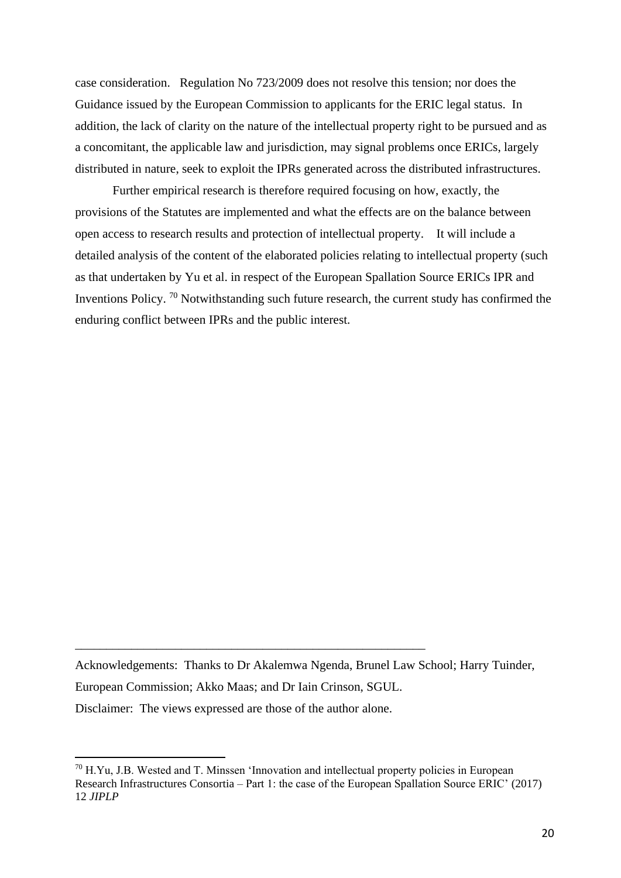case consideration. Regulation No 723/2009 does not resolve this tension; nor does the Guidance issued by the European Commission to applicants for the ERIC legal status. In addition, the lack of clarity on the nature of the intellectual property right to be pursued and as a concomitant, the applicable law and jurisdiction, may signal problems once ERICs, largely distributed in nature, seek to exploit the IPRs generated across the distributed infrastructures.

Further empirical research is therefore required focusing on how, exactly, the provisions of the Statutes are implemented and what the effects are on the balance between open access to research results and protection of intellectual property. It will include a detailed analysis of the content of the elaborated policies relating to intellectual property (such as that undertaken by Yu et al. in respect of the European Spallation Source ERICs IPR and Inventions Policy. [70] Notwithstanding such future research, the current study has confirmed the enduring conflict between IPRs and the public interest.

---

Acknowledgements: Thanks to Dr Akalemwa Ngenda, Brunel Law School; Harry Tuinder, European Commission; Akko Maas; and Dr Iain Crinson, SGUL.

Disclaimer: The views expressed are those of the author alone.

[70] H.Yu, J.B. Wested and T. Minssen 'Innovation and intellectual property policies in European Research Infrastructures Consortia – Part 1: the case of the European Spallation Source ERIC' (2017) 12 *JIPLP*